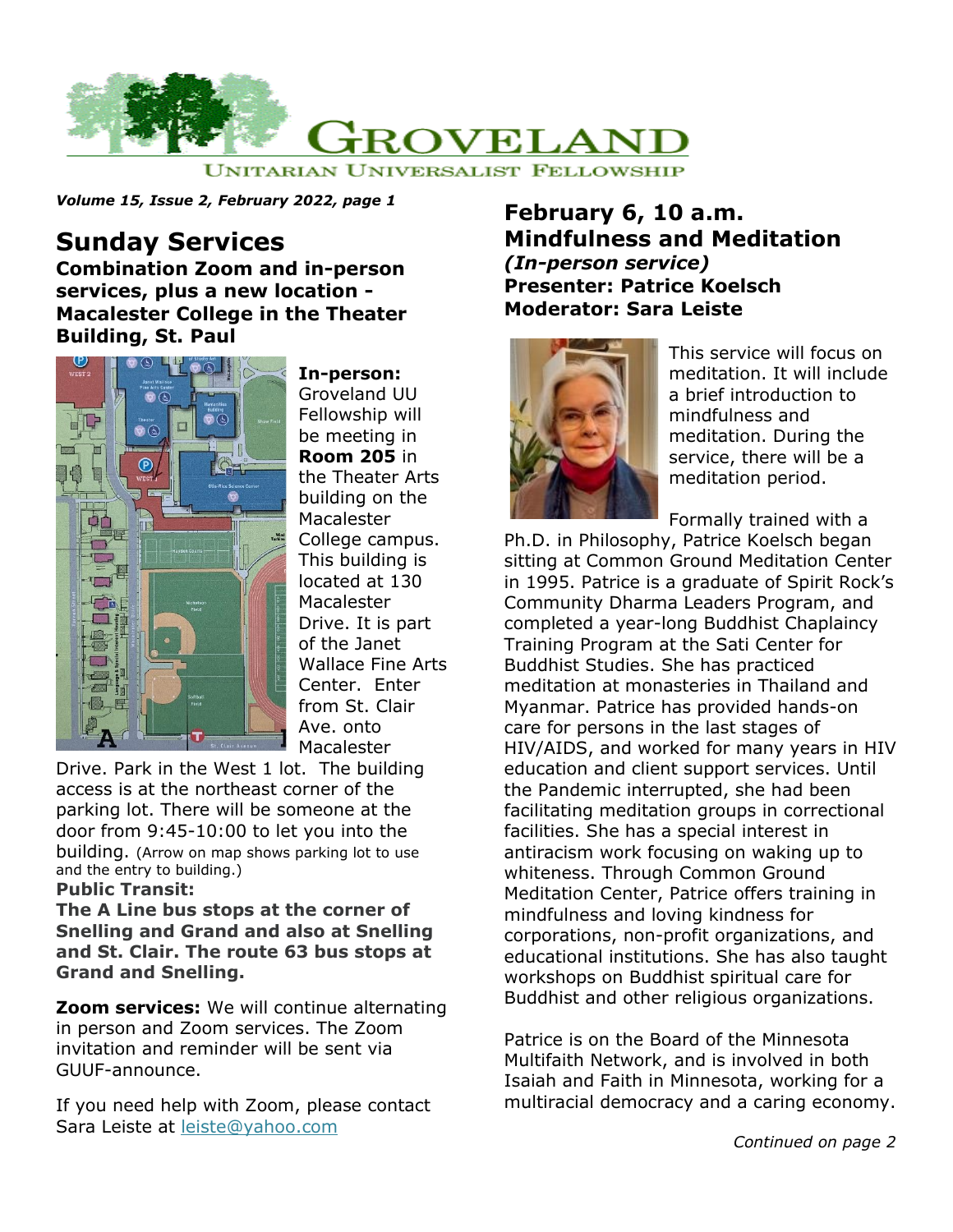# GROVELAND

UNITARIAN UNIVERSALIST FELLOWSHIP

*Volume 15, Issue 2, February 2022, page 1*

## Sunday Services

**Combination Zoom and in-person services, plus a new location - Macalester College in the Theater Building, St. Paul**

**In-person:** Groveland UU Fellowship will be meeting in **Room 205** in the Theater Arts building on the Macalester College campus. This building is located at 130 Macalester Drive. It is part of the Janet Wallace Fine Arts Center. Enter from St. Clair Ave. onto Macalester Drive. Park in the West 1 lot. The building access is at the northeast corner of the parking lot. There will be someone at the door from 9:45-10:00 to let you into the building. (Arrow on map shows parking lot to use and the entry to building.)

**Public Transit:**
**The A Line bus stops at the corner of Snelling and Grand and also at Snelling and St. Clair. The route 63 bus stops at Grand and Snelling.**

**Zoom services:** We will continue alternating in person and Zoom services. The Zoom invitation and reminder will be sent via GUUF-announce.

If you need help with Zoom, please contact Sara Leiste at leiste@yahoo.com

## February 6, 10 a.m. Mindfulness and Meditation

***(In-person service)***
**Presenter: Patrice Koelsch**
**Moderator: Sara Leiste**

This service will focus on meditation. It will include a brief introduction to mindfulness and meditation. During the service, there will be a meditation period.

Formally trained with a Ph.D. in Philosophy, Patrice Koelsch began sitting at Common Ground Meditation Center in 1995. Patrice is a graduate of Spirit Rock's Community Dharma Leaders Program, and completed a year-long Buddhist Chaplaincy Training Program at the Sati Center for Buddhist Studies. She has practiced meditation at monasteries in Thailand and Myanmar. Patrice has provided hands-on care for persons in the last stages of HIV/AIDS, and worked for many years in HIV education and client support services. Until the Pandemic interrupted, she had been facilitating meditation groups in correctional facilities. She has a special interest in antiracism work focusing on waking up to whiteness. Through Common Ground Meditation Center, Patrice offers training in mindfulness and loving kindness for corporations, non-profit organizations, and educational institutions. She has also taught workshops on Buddhist spiritual care for Buddhist and other religious organizations.

Patrice is on the Board of the Minnesota Multifaith Network, and is involved in both Isaiah and Faith in Minnesota, working for a multiracial democracy and a caring economy.

*Continued on page 2*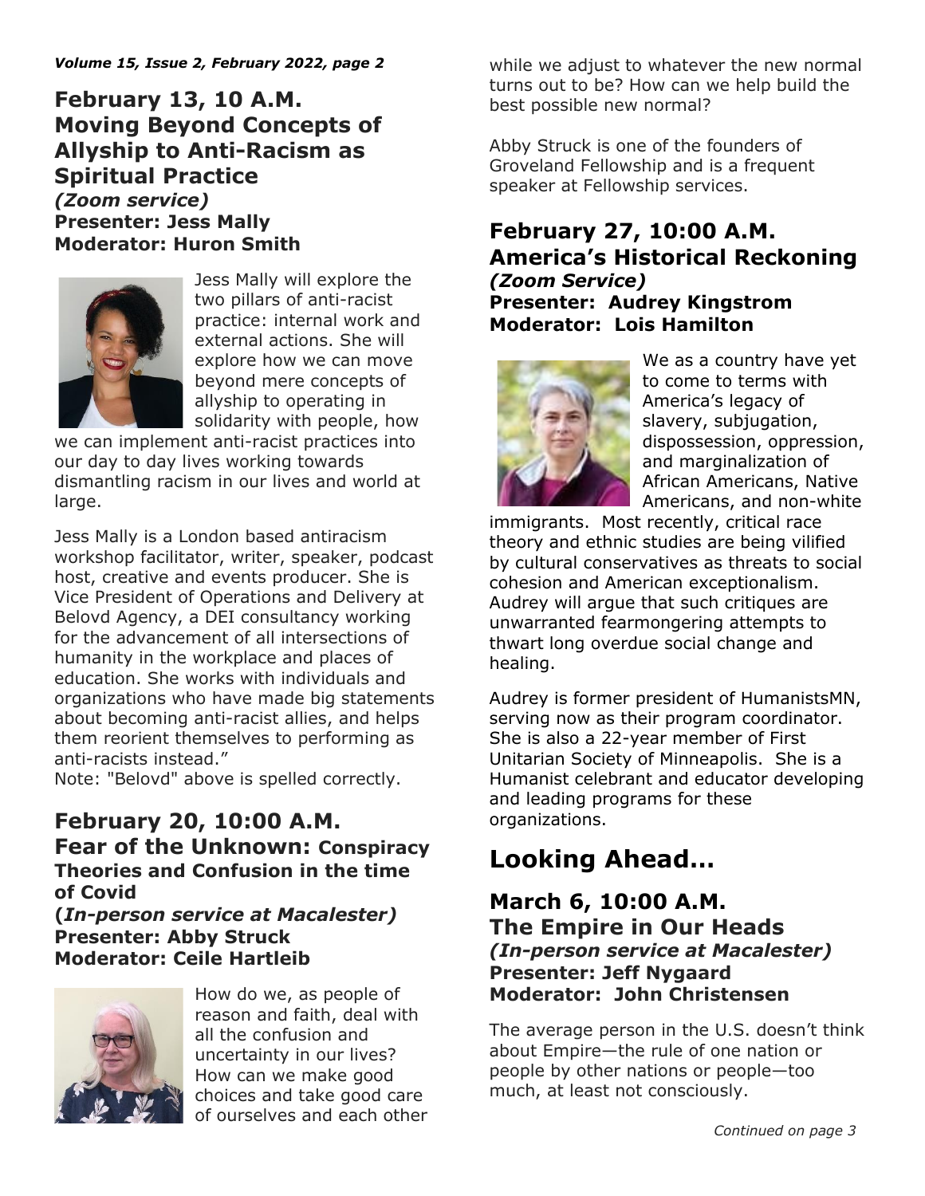## February 13, 10 A.M. Moving Beyond Concepts of Allyship to Anti-Racism as Spiritual Practice

***(Zoom service)***
**Presenter: Jess Mally**
**Moderator: Huron Smith**

Jess Mally will explore the two pillars of anti-racist practice: internal work and external actions. She will explore how we can move beyond mere concepts of allyship to operating in solidarity with people, how we can implement anti-racist practices into our day to day lives working towards dismantling racism in our lives and world at large.

Jess Mally is a London based antiracism workshop facilitator, writer, speaker, podcast host, creative and events producer. She is Vice President of Operations and Delivery at Belovd Agency, a DEI consultancy working for the advancement of all intersections of humanity in the workplace and places of education. She works with individuals and organizations who have made big statements about becoming anti-racist allies, and helps them reorient themselves to performing as anti-racists instead."
Note: "Belovd" above is spelled correctly.

## February 20, 10:00 A.M. Fear of the Unknown: Conspiracy Theories and Confusion in the time of Covid

**(*In-person service at Macalester)***
**Presenter: Abby Struck**
**Moderator: Ceile Hartleib**

How do we, as people of reason and faith, deal with all the confusion and uncertainty in our lives? How can we make good choices and take good care of ourselves and each other while we adjust to whatever the new normal turns out to be? How can we help build the best possible new normal?

Abby Struck is one of the founders of Groveland Fellowship and is a frequent speaker at Fellowship services.

## February 27, 10:00 A.M. America's Historical Reckoning

***(Zoom Service)***
**Presenter: Audrey Kingstrom**
**Moderator: Lois Hamilton**

We as a country have yet to come to terms with America's legacy of slavery, subjugation, dispossession, oppression, and marginalization of African Americans, Native Americans, and non-white immigrants. Most recently, critical race theory and ethnic studies are being vilified by cultural conservatives as threats to social cohesion and American exceptionalism. Audrey will argue that such critiques are unwarranted fearmongering attempts to thwart long overdue social change and healing.

Audrey is former president of HumanistsMN, serving now as their program coordinator. She is also a 22-year member of First Unitarian Society of Minneapolis. She is a Humanist celebrant and educator developing and leading programs for these organizations.

# Looking Ahead…

## March 6, 10:00 A.M. The Empire in Our Heads

***(In-person service at Macalester)***
**Presenter: Jeff Nygaard**
**Moderator: John Christensen**

The average person in the U.S. doesn't think about Empire—the rule of one nation or people by other nations or people—too much, at least not consciously.

*Continued on page 3*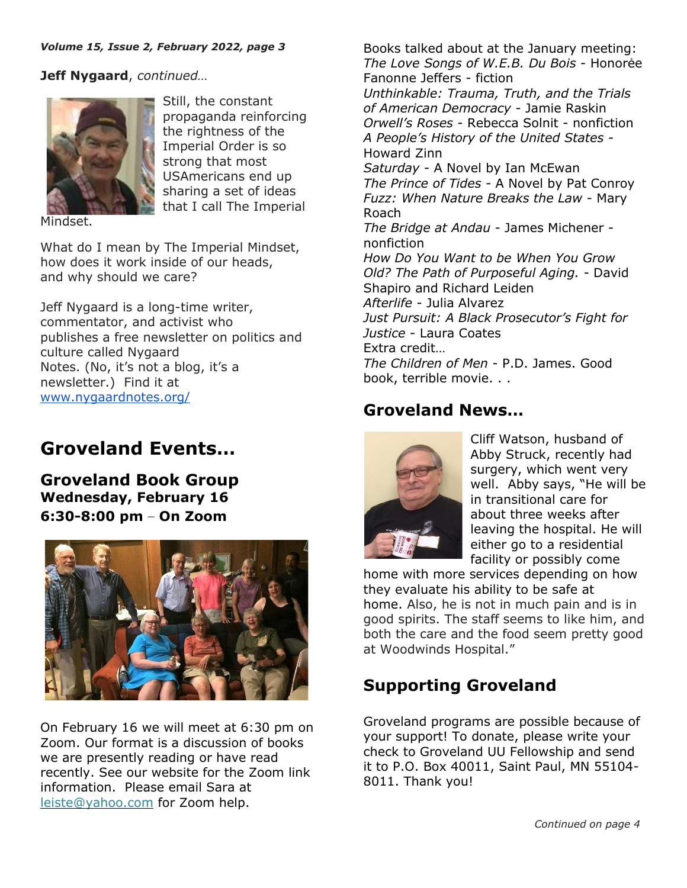**Jeff Nygaard**, *continued…*

Still, the constant propaganda reinforcing the rightness of the Imperial Order is so strong that most USAmericans end up sharing a set of ideas that I call The Imperial Mindset.

What do I mean by The Imperial Mindset, how does it work inside of our heads, and why should we care?

Jeff Nygaard is a long-time writer, commentator, and activist who publishes a free newsletter on politics and culture called Nygaard Notes. (No, it's not a blog, it's a newsletter.) Find it at [www.nygaardnotes.org/](http://www.nygaardnotes.org/)

# Groveland Events…

## Groveland Book Group

**Wednesday, February 16**
**6:30-8:00 pm – On Zoom**

On February 16 we will meet at 6:30 pm on Zoom. Our format is a discussion of books we are presently reading or have read recently. See our website for the Zoom link information. Please email Sara at [leiste@yahoo.com](mailto:leiste@yahoo.com) for Zoom help.

Books talked about at the January meeting:
*The Love Songs of W.E.B. Du Bois* - Honorée Fanonne Jeffers - fiction
*Unthinkable: Trauma, Truth, and the Trials of American Democracy* - Jamie Raskin
*Orwell's Roses* - Rebecca Solnit - nonfiction
*A People's History of the United States* - Howard Zinn
*Saturday* - A Novel by Ian McEwan
*The Prince of Tides* - A Novel by Pat Conroy
*Fuzz: When Nature Breaks the Law* - Mary Roach
*The Bridge at Andau* - James Michener - nonfiction
*How Do You Want to be When You Grow Old? The Path of Purposeful Aging.* - David Shapiro and Richard Leiden
*Afterlife* - Julia Alvarez
*Just Pursuit: A Black Prosecutor's Fight for Justice* - Laura Coates
Extra credit…
*The Children of Men* - P.D. James. Good book, terrible movie. . .

## Groveland News…

Cliff Watson, husband of Abby Struck, recently had surgery, which went very well. Abby says, "He will be in transitional care for about three weeks after leaving the hospital. He will either go to a residential facility or possibly come home with more services depending on how they evaluate his ability to be safe at home. Also, he is not in much pain and is in good spirits. The staff seems to like him, and both the care and the food seem pretty good at Woodwinds Hospital."

## Supporting Groveland

Groveland programs are possible because of your support! To donate, please write your check to Groveland UU Fellowship and send it to P.O. Box 40011, Saint Paul, MN 55104-8011. Thank you!

*Continued on page 4*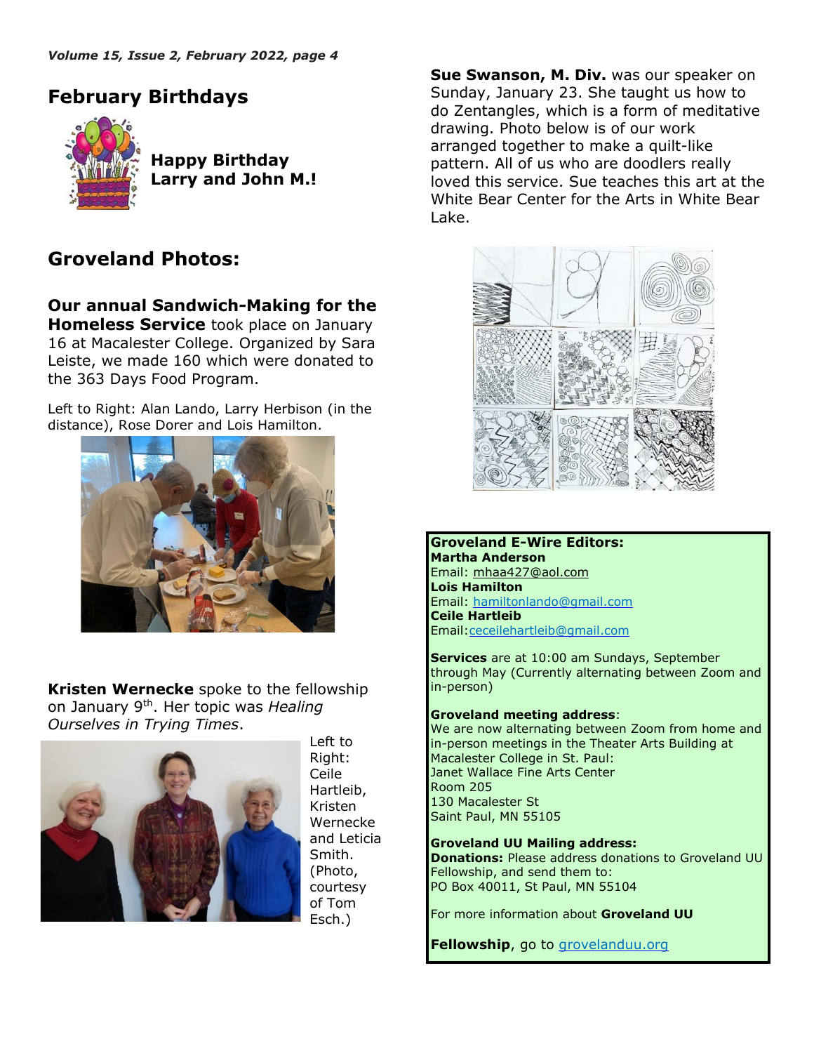## February Birthdays

**Happy Birthday Larry and John M.!**

## Groveland Photos:

**Our annual Sandwich-Making for the Homeless Service** took place on January 16 at Macalester College. Organized by Sara Leiste, we made 160 which were donated to the 363 Days Food Program.

Left to Right: Alan Lando, Larry Herbison (in the distance), Rose Dorer and Lois Hamilton.

**Kristen Wernecke** spoke to the fellowship on January 9th. Her topic was *Healing Ourselves in Trying Times*.

Left to Right: Ceile Hartleib, Kristen Wernecke and Leticia Smith. (Photo, courtesy of Tom Esch.)

**Sue Swanson, M. Div.** was our speaker on Sunday, January 23. She taught us how to do Zentangles, which is a form of meditative drawing. Photo below is of our work arranged together to make a quilt-like pattern. All of us who are doodlers really loved this service. Sue teaches this art at the White Bear Center for the Arts in White Bear Lake.

**Groveland E-Wire Editors:**
**Martha Anderson**
Email: mhaa427@aol.com
**Lois Hamilton**
Email: hamiltonlando@gmail.com
**Ceile Hartleib**
Email: ceceilehartleib@gmail.com

**Services** are at 10:00 am Sundays, September through May (Currently alternating between Zoom and in-person)

**Groveland meeting address**:
We are now alternating between Zoom from home and in-person meetings in the Theater Arts Building at Macalester College in St. Paul:
Janet Wallace Fine Arts Center
Room 205
130 Macalester St
Saint Paul, MN 55105

**Groveland UU Mailing address:**
**Donations:** Please address donations to Groveland UU Fellowship, and send them to:
PO Box 40011, St Paul, MN 55104

For more information about **Groveland UU Fellowship**, go to grovelanduu.org